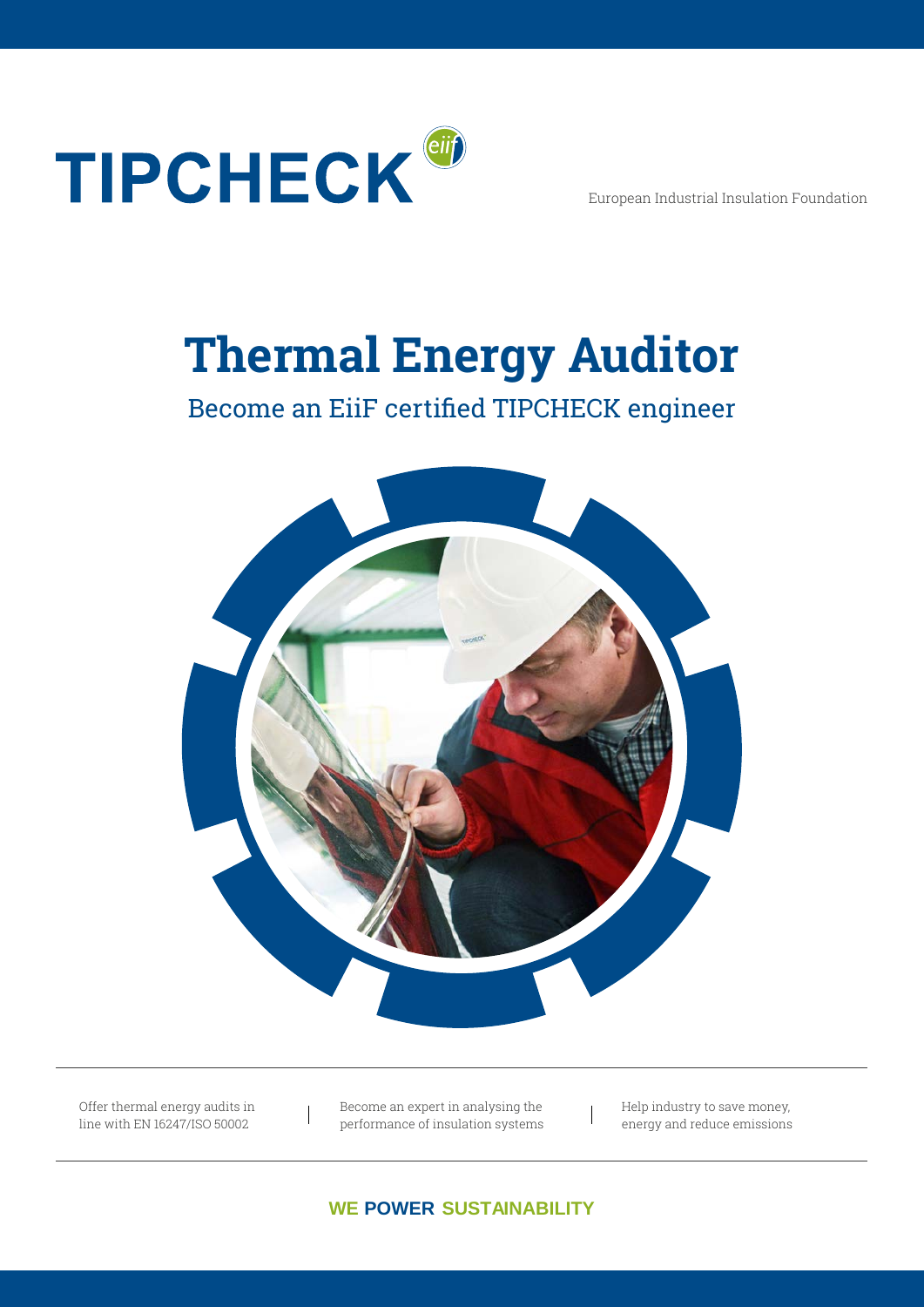# TIPCHECK

European Industrial Insulation Foundation

# Thermal Energy Auditor

## Become an EiiF certified TIPCHECK engineer

Offer thermal energy audits in line with EN 16247/ISO 50002

Become an expert in analysing the performance of insulation systems

Help industry to save money, energy and reduce emissions

**WE POWER SUSTAINABILITY**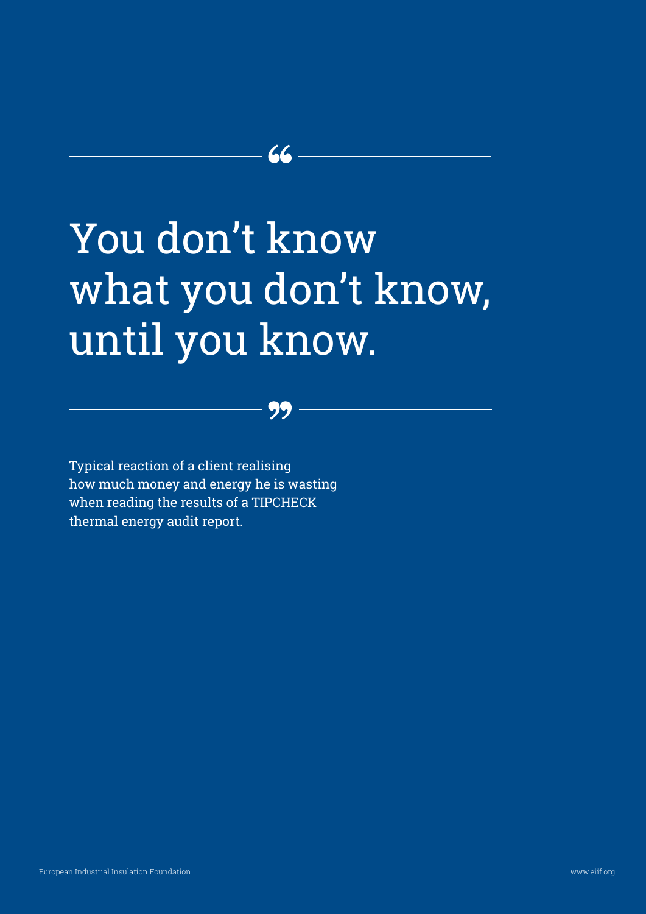> You don't know what you don't know, until you know.

Typical reaction of a client realising how much money and energy he is wasting when reading the results of a TIPCHECK thermal energy audit report.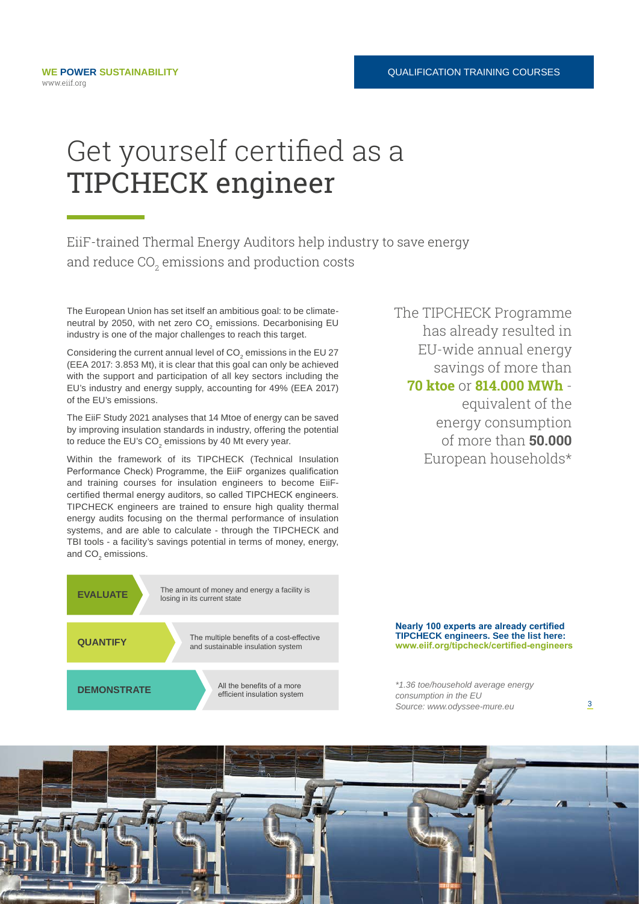# Get yourself certified as a TIPCHECK engineer

EiiF-trained Thermal Energy Auditors help industry to save energy and reduce $CO_2$ emissions and production costs

The European Union has set itself an ambitious goal: to be climate-neutral by 2050, with net zero $CO_2$ emissions. Decarbonising EU industry is one of the major challenges to reach this target.

Considering the current annual level of $CO_2$ emissions in the EU 27 (EEA 2017: 3.853 Mt), it is clear that this goal can only be achieved with the support and participation of all key sectors including the EU's industry and energy supply, accounting for 49% (EEA 2017) of the EU's emissions.

The EiiF Study 2021 analyses that 14 Mtoe of energy can be saved by improving insulation standards in industry, offering the potential to reduce the EU's $CO_2$ emissions by 40 Mt every year.

Within the framework of its TIPCHECK (Technical Insulation Performance Check) Programme, the EiiF organizes qualification and training courses for insulation engineers to become EiiF-certified thermal energy auditors, so called TIPCHECK engineers. TIPCHECK engineers are trained to ensure high quality thermal energy audits focusing on the thermal performance of insulation systems, and are able to calculate - through the TIPCHECK and TBI tools - a facility's savings potential in terms of money, energy, and $CO_2$ emissions.

| | |
|---|---|
| **EVALUATE** | The amount of money and energy a facility is losing in its current state |
| **QUANTIFY** | The multiple benefits of a cost-effective and sustainable insulation system |
| **DEMONSTRATE** | All the benefits of a more efficient insulation system |

The TIPCHECK Programme has already resulted in EU-wide annual energy savings of more than **70 ktoe** or **814.000 MWh** - equivalent of the energy consumption of more than **50.000** European households*

**Nearly 100 experts are already certified TIPCHECK engineers. See the list here: www.eiif.org/tipcheck/certified-engineers**

*\*1.36 toe/household average energy consumption in the EU*
*Source: www.odyssee-mure.eu*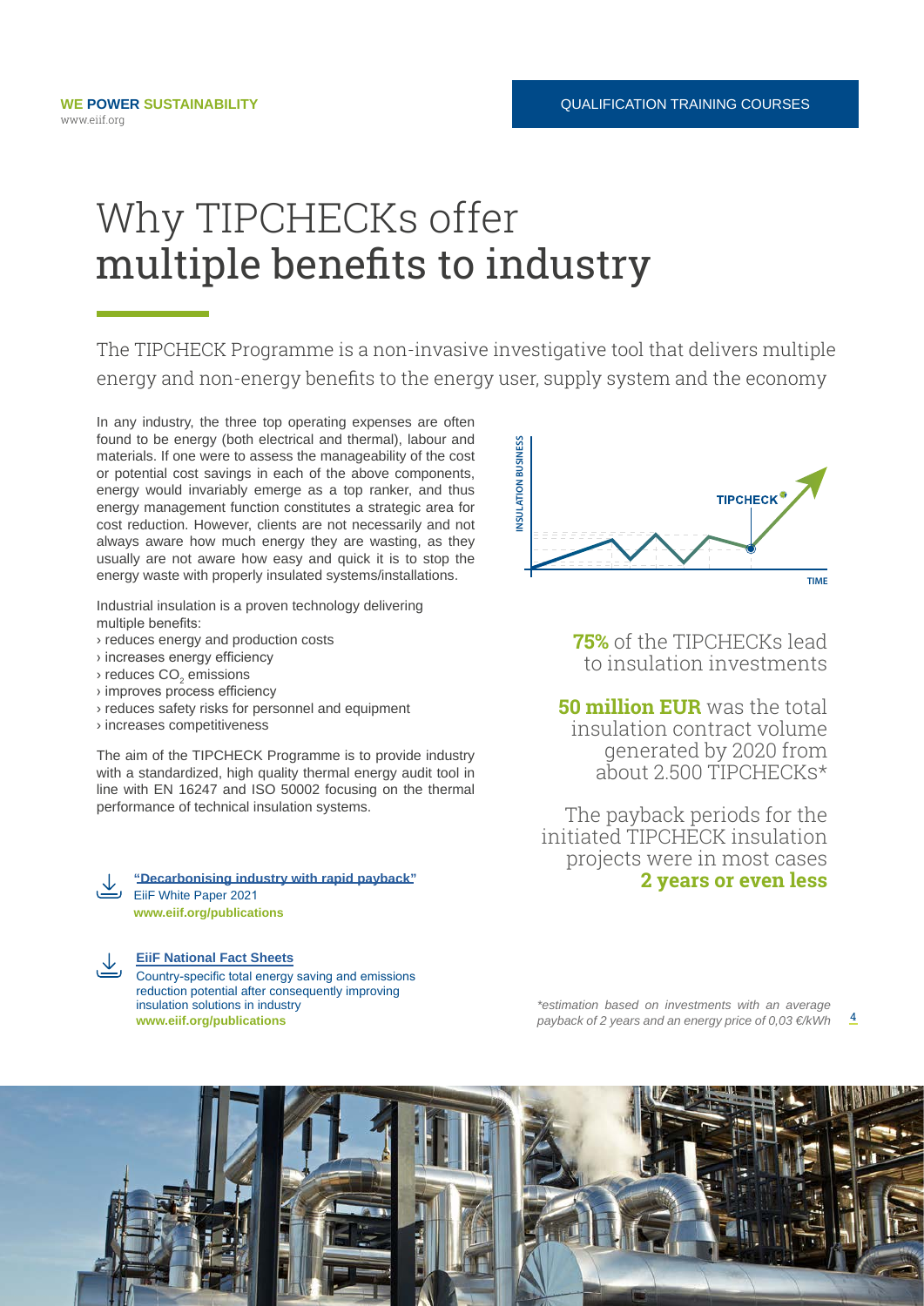# Why TIPCHECKs offer multiple benefits to industry

The TIPCHECK Programme is a non-invasive investigative tool that delivers multiple energy and non-energy benefits to the energy user, supply system and the economy

In any industry, the three top operating expenses are often found to be energy (both electrical and thermal), labour and materials. If one were to assess the manageability of the cost or potential cost savings in each of the above components, energy would invariably emerge as a top ranker, and thus energy management function constitutes a strategic area for cost reduction. However, clients are not necessarily and not always aware how much energy they are wasting, as they usually are not aware how easy and quick it is to stop the energy waste with properly insulated systems/installations.

Industrial insulation is a proven technology delivering multiple benefits:

› reduces energy and production costs
› increases energy efficiency
› reduces $CO_2$ emissions
› improves process efficiency
› reduces safety risks for personnel and equipment
› increases competitiveness

The aim of the TIPCHECK Programme is to provide industry with a standardized, high quality thermal energy audit tool in line with EN 16247 and ISO 50002 focusing on the thermal performance of technical insulation systems.

**"Decarbonising industry with rapid payback"**
EiiF White Paper 2021
**www.eiif.org/publications**

**EiiF National Fact Sheets**
Country-specific total energy saving and emissions reduction potential after consequently improving insulation solutions in industry
**www.eiif.org/publications**

INSULATION BUSINESS — TIPCHECK — TIME

**75%** of the TIPCHECKs lead to insulation investments

**50 million EUR** was the total insulation contract volume generated by 2020 from about 2.500 TIPCHECKs*

The payback periods for the initiated TIPCHECK insulation projects were in most cases **2 years or even less**

*\*estimation based on investments with an average payback of 2 years and an energy price of 0,03 €/kWh*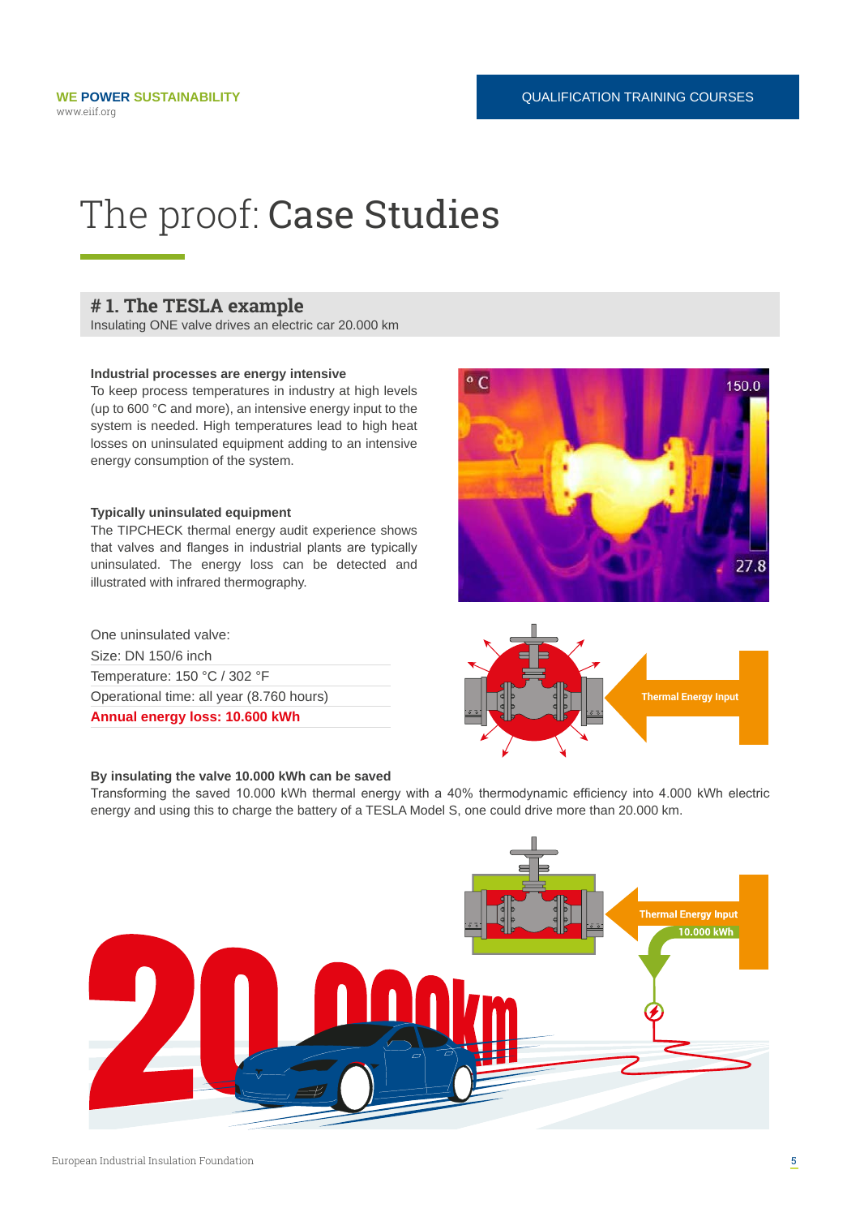# The proof: Case Studies

## # 1. The TESLA example

Insulating ONE valve drives an electric car 20.000 km

**Industrial processes are energy intensive**

To keep process temperatures in industry at high levels (up to 600 °C and more), an intensive energy input to the system is needed. High temperatures lead to high heat losses on uninsulated equipment adding to an intensive energy consumption of the system.

**Typically uninsulated equipment**

The TIPCHECK thermal energy audit experience shows that valves and flanges in industrial plants are typically uninsulated. The energy loss can be detected and illustrated with infrared thermography.

One uninsulated valve:

Size: DN 150/6 inch

Temperature: 150 °C / 302 °F

Operational time: all year (8.760 hours)

**Annual energy loss: 10.600 kWh**

**By insulating the valve 10.000 kWh can be saved**

Transforming the saved 10.000 kWh thermal energy with a 40% thermodynamic efficiency into 4.000 kWh electric energy and using this to charge the battery of a TESLA Model S, one could drive more than 20.000 km.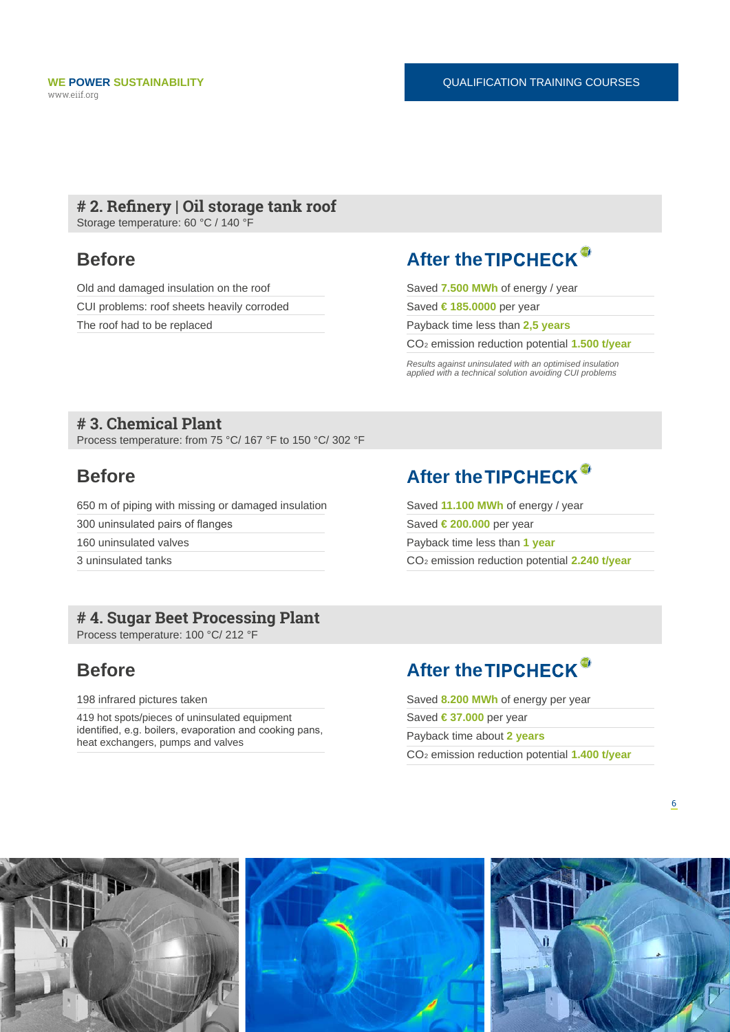## # 2. Refinery | Oil storage tank roof

Storage temperature: 60 °C / 140 °F

### Before

- Old and damaged insulation on the roof
- CUI problems: roof sheets heavily corroded
- The roof had to be replaced

### After the TIPCHECK

- Saved **7.500 MWh** of energy / year
- Saved **€ 185.0000** per year
- Payback time less than **2,5 years**
- $CO_2$ emission reduction potential **1.500 t/year**

*Results against uninsulated with an optimised insulation applied with a technical solution avoiding CUI problems*

## # 3. Chemical Plant

Process temperature: from 75 °C/ 167 °F to 150 °C/ 302 °F

### Before

- 650 m of piping with missing or damaged insulation
- 300 uninsulated pairs of flanges
- 160 uninsulated valves
- 3 uninsulated tanks

### After the TIPCHECK

- Saved **11.100 MWh** of energy / year
- Saved **€ 200.000** per year
- Payback time less than **1 year**
- $CO_2$ emission reduction potential **2.240 t/year**

## # 4. Sugar Beet Processing Plant

Process temperature: 100 °C/ 212 °F

### Before

- 198 infrared pictures taken
- 419 hot spots/pieces of uninsulated equipment identified, e.g. boilers, evaporation and cooking pans, heat exchangers, pumps and valves

### After the TIPCHECK

- Saved **8.200 MWh** of energy per year
- Saved **€ 37.000** per year
- Payback time about **2 years**
- $CO_2$ emission reduction potential **1.400 t/year**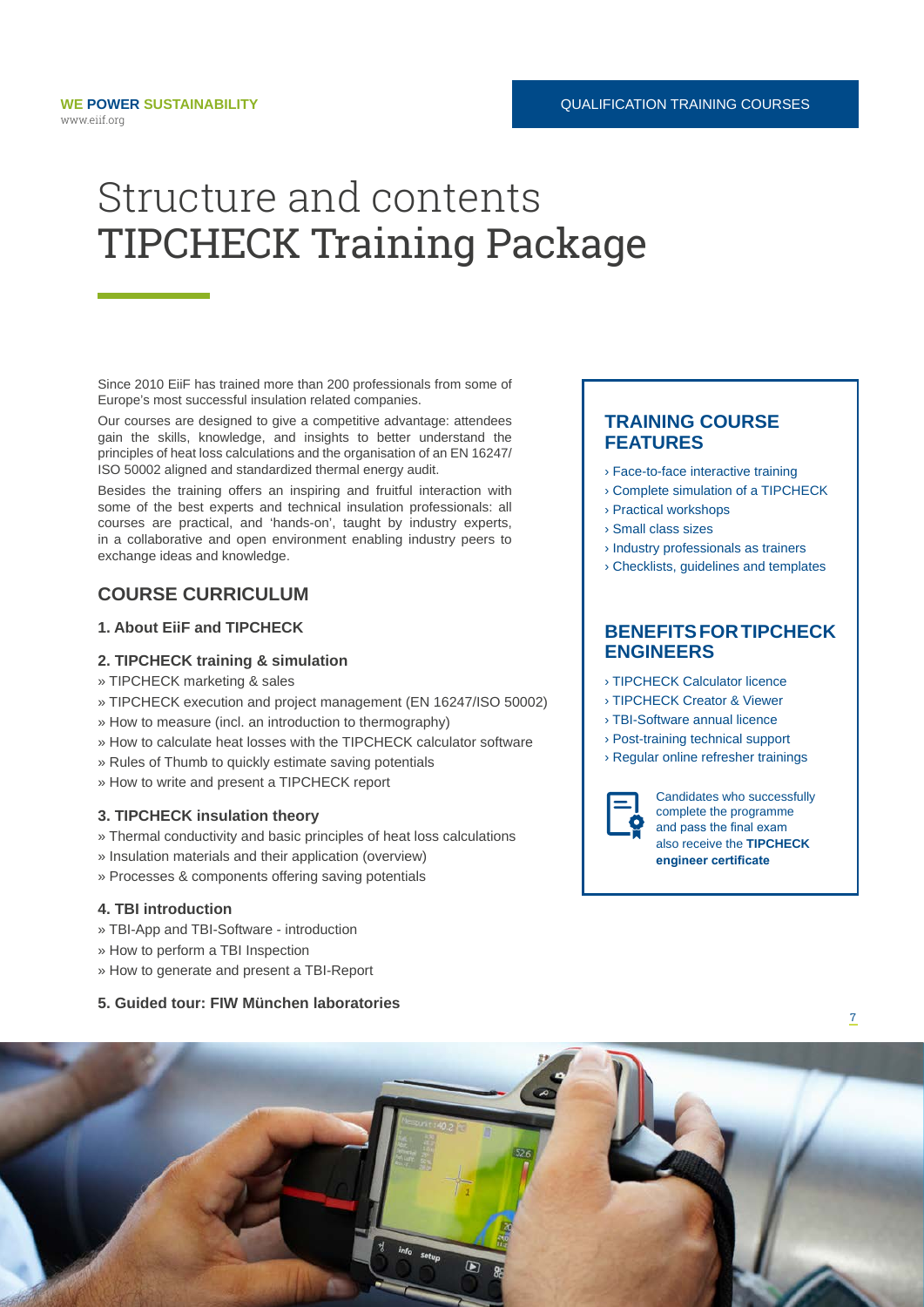# Structure and contents TIPCHECK Training Package

Since 2010 EiiF has trained more than 200 professionals from some of Europe's most successful insulation related companies.

Our courses are designed to give a competitive advantage: attendees gain the skills, knowledge, and insights to better understand the principles of heat loss calculations and the organisation of an EN 16247/ ISO 50002 aligned and standardized thermal energy audit.

Besides the training offers an inspiring and fruitful interaction with some of the best experts and technical insulation professionals: all courses are practical, and 'hands-on', taught by industry experts, in a collaborative and open environment enabling industry peers to exchange ideas and knowledge.

## COURSE CURRICULUM

### 1. About EiiF and TIPCHECK

### 2. TIPCHECK training & simulation

» TIPCHECK marketing & sales
» TIPCHECK execution and project management (EN 16247/ISO 50002)
» How to measure (incl. an introduction to thermography)
» How to calculate heat losses with the TIPCHECK calculator software
» Rules of Thumb to quickly estimate saving potentials
» How to write and present a TIPCHECK report

### 3. TIPCHECK insulation theory

» Thermal conductivity and basic principles of heat loss calculations
» Insulation materials and their application (overview)
» Processes & components offering saving potentials

### 4. TBI introduction

» TBI-App and TBI-Software - introduction
» How to perform a TBI Inspection
» How to generate and present a TBI-Report

### 5. Guided tour: FIW München laboratories

## TRAINING COURSE FEATURES

› Face-to-face interactive training
› Complete simulation of a TIPCHECK
› Practical workshops
› Small class sizes
› Industry professionals as trainers
› Checklists, guidelines and templates

## BENEFITS FOR TIPCHECK ENGINEERS

› TIPCHECK Calculator licence
› TIPCHECK Creator & Viewer
› TBI-Software annual licence
› Post-training technical support
› Regular online refresher trainings

Candidates who successfully complete the programme and pass the final exam also receive the **TIPCHECK engineer certificate**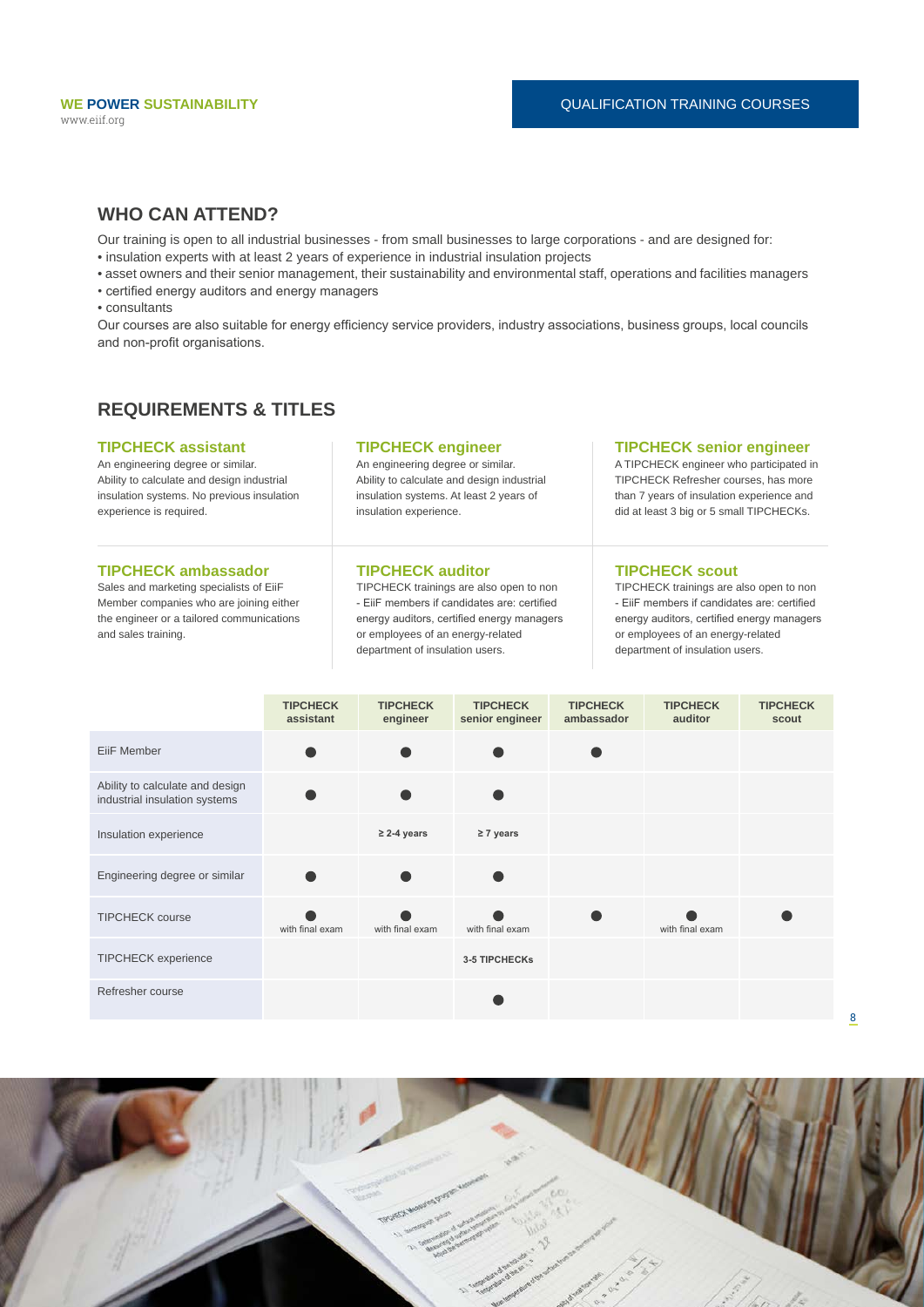## WHO CAN ATTEND?

Our training is open to all industrial businesses - from small businesses to large corporations - and are designed for:

- insulation experts with at least 2 years of experience in industrial insulation projects
- asset owners and their senior management, their sustainability and environmental staff, operations and facilities managers
- certified energy auditors and energy managers
- consultants

Our courses are also suitable for energy efficiency service providers, industry associations, business groups, local councils and non-profit organisations.

## REQUIREMENTS & TITLES

### TIPCHECK assistant

An engineering degree or similar. Ability to calculate and design industrial insulation systems. No previous insulation experience is required.

### TIPCHECK engineer

An engineering degree or similar. Ability to calculate and design industrial insulation systems. At least 2 years of insulation experience.

### TIPCHECK senior engineer

A TIPCHECK engineer who participated in TIPCHECK Refresher courses, has more than 7 years of insulation experience and did at least 3 big or 5 small TIPCHECKs.

### TIPCHECK ambassador

Sales and marketing specialists of EiiF Member companies who are joining either the engineer or a tailored communications and sales training.

### TIPCHECK auditor

TIPCHECK trainings are also open to non - EiiF members if candidates are: certified energy auditors, certified energy managers or employees of an energy-related department of insulation users.

### TIPCHECK scout

TIPCHECK trainings are also open to non - EiiF members if candidates are: certified energy auditors, certified energy managers or employees of an energy-related department of insulation users.

| | TIPCHECK assistant | TIPCHECK engineer | TIPCHECK senior engineer | TIPCHECK ambassador | TIPCHECK auditor | TIPCHECK scout |
|---|---|---|---|---|---|---|
| EiiF Member | ● | ● | ● | ● | | |
| Ability to calculate and design industrial insulation systems | ● | ● | ● | | | |
| Insulation experience | | ≥ 2-4 years | ≥ 7 years | | | |
| Engineering degree or similar | ● | ● | ● | | | |
| TIPCHECK course | ● with final exam | ● with final exam | ● with final exam | ● | ● with final exam | ● |
| TIPCHECK experience | | | 3-5 TIPCHECKs | | | |
| Refresher course | | | ● | | | |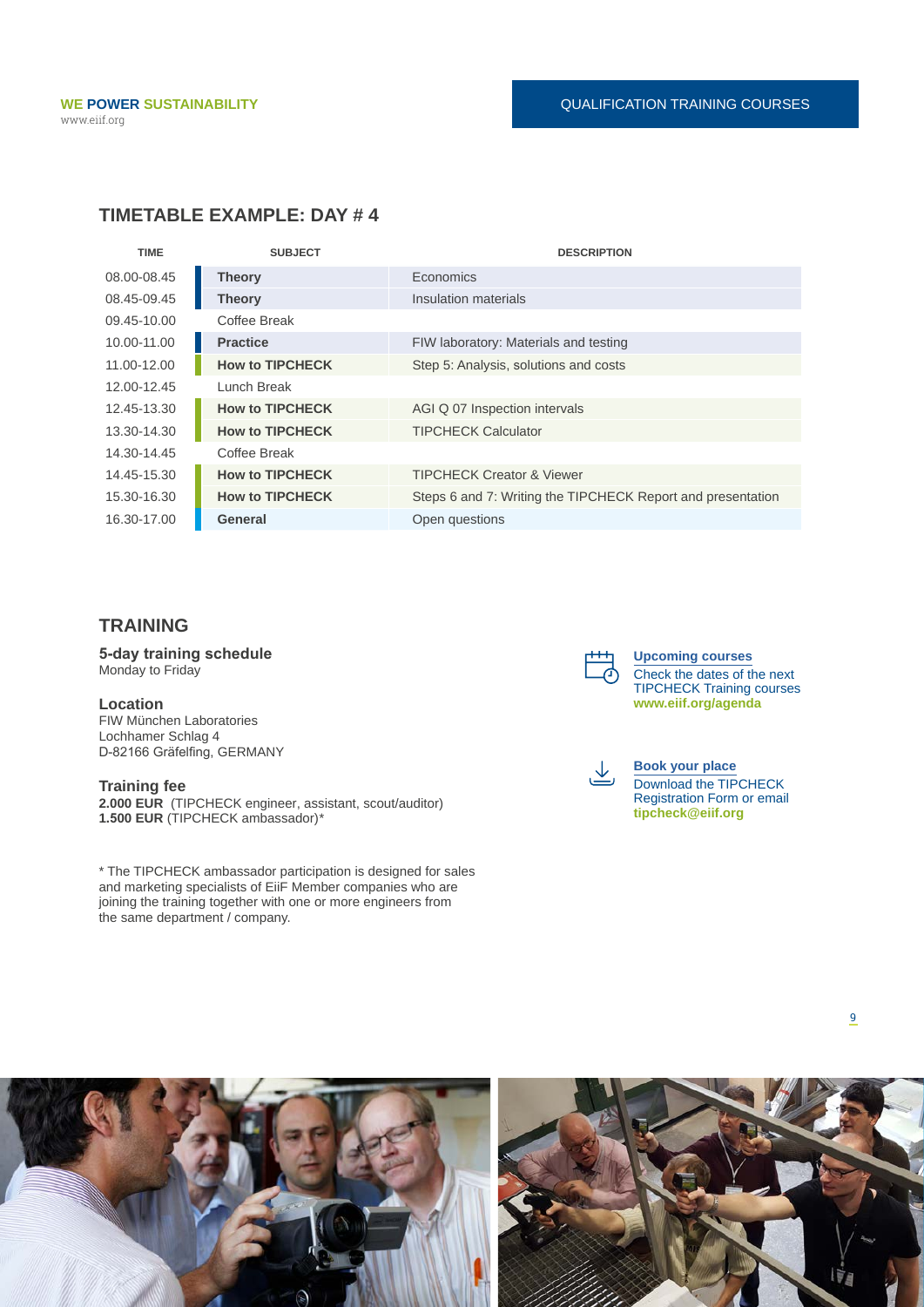## TIMETABLE EXAMPLE: DAY # 4

| TIME | SUBJECT | DESCRIPTION |
|---|---|---|
| 08.00-08.45 | **Theory** | Economics |
| 08.45-09.45 | **Theory** | Insulation materials |
| 09.45-10.00 | Coffee Break | |
| 10.00-11.00 | **Practice** | FIW laboratory: Materials and testing |
| 11.00-12.00 | **How to TIPCHECK** | Step 5: Analysis, solutions and costs |
| 12.00-12.45 | Lunch Break | |
| 12.45-13.30 | **How to TIPCHECK** | AGI Q 07 Inspection intervals |
| 13.30-14.30 | **How to TIPCHECK** | TIPCHECK Calculator |
| 14.30-14.45 | Coffee Break | |
| 14.45-15.30 | **How to TIPCHECK** | TIPCHECK Creator & Viewer |
| 15.30-16.30 | **How to TIPCHECK** | Steps 6 and 7: Writing the TIPCHECK Report and presentation |
| 16.30-17.00 | **General** | Open questions |

## TRAINING

**5-day training schedule**
Monday to Friday

**Location**
FIW München Laboratories
Lochhamer Schlag 4
D-82166 Gräfelfing, GERMANY

**Training fee**
**2.000 EUR** (TIPCHECK engineer, assistant, scout/auditor)
**1.500 EUR** (TIPCHECK ambassador)*

* The TIPCHECK ambassador participation is designed for sales and marketing specialists of EiiF Member companies who are joining the training together with one or more engineers from the same department / company.

**Upcoming courses**
Check the dates of the next TIPCHECK Training courses
**www.eiif.org/agenda**

**Book your place**
Download the TIPCHECK Registration Form or email
**tipcheck@eiif.org**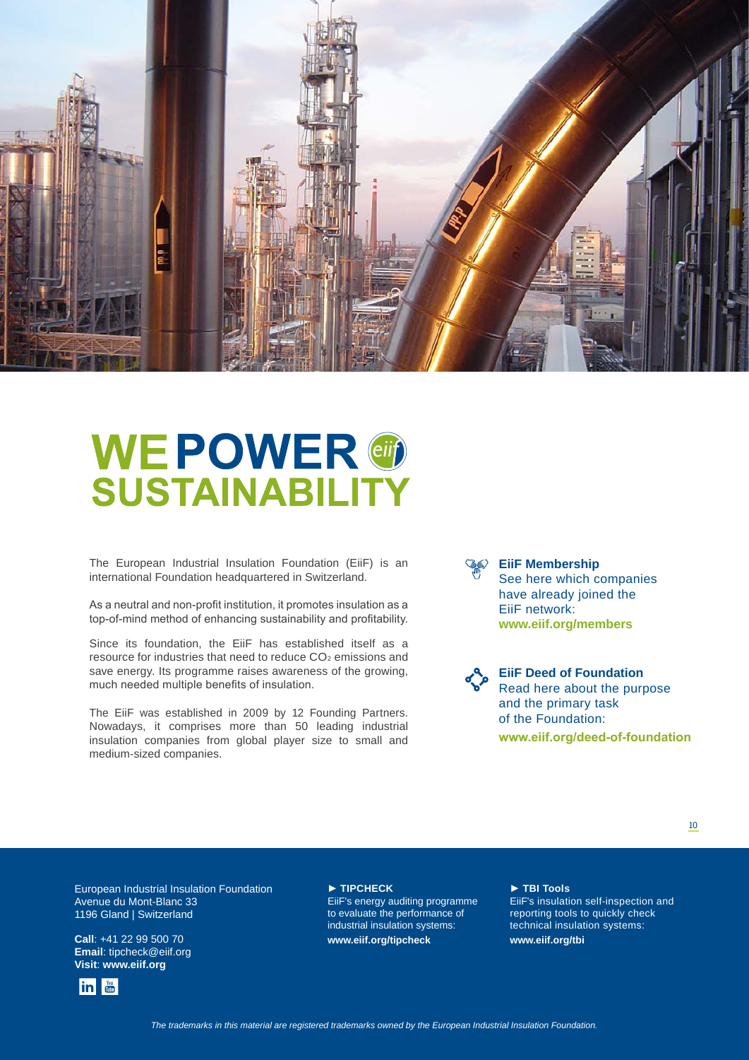# WE POWER SUSTAINABILITY

The European Industrial Insulation Foundation (EiiF) is an international Foundation headquartered in Switzerland.

As a neutral and non-profit institution, it promotes insulation as a top-of-mind method of enhancing sustainability and profitability.

Since its foundation, the EiiF has established itself as a resource for industries that need to reduce $CO_2$ emissions and save energy. Its programme raises awareness of the growing, much needed multiple benefits of insulation.

The EiiF was established in 2009 by 12 Founding Partners. Nowadays, it comprises more than 50 leading industrial insulation companies from global player size to small and medium-sized companies.

**EiiF Membership**
See here which companies have already joined the EiiF network:
**www.eiif.org/members**

**EiiF Deed of Foundation**
Read here about the purpose and the primary task of the Foundation:
**www.eiif.org/deed-of-foundation**

European Industrial Insulation Foundation
Avenue du Mont-Blanc 33
1196 Gland | Switzerland

**Call**: +41 22 99 500 70
**Email**: tipcheck@eiif.org
**Visit**: **www.eiif.org**

**► TIPCHECK**
EiiF's energy auditing programme to evaluate the performance of industrial insulation systems:
**www.eiif.org/tipcheck**

**► TBI Tools**
EiiF's insulation self-inspection and reporting tools to quickly check technical insulation systems:
**www.eiif.org/tbi**

*The trademarks in this material are registered trademarks owned by the European Industrial Insulation Foundation.*